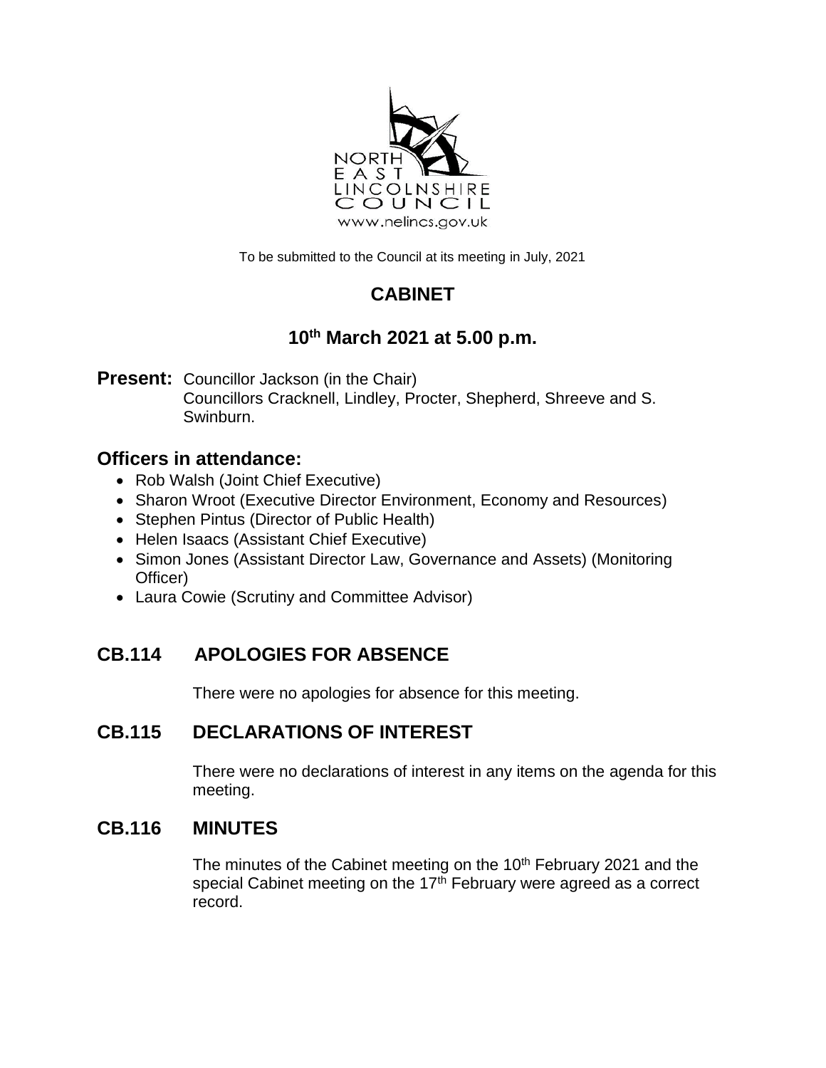NORTH EAST LINCOLNSHIRE COUNCIL
www.nelincs.gov.uk

To be submitted to the Council at its meeting in July, 2021

# CABINET

## 10th March 2021 at 5.00 p.m.

**Present:** Councillor Jackson (in the Chair)
Councillors Cracknell, Lindley, Procter, Shepherd, Shreeve and S. Swinburn.

## Officers in attendance:

- Rob Walsh (Joint Chief Executive)
- Sharon Wroot (Executive Director Environment, Economy and Resources)
- Stephen Pintus (Director of Public Health)
- Helen Isaacs (Assistant Chief Executive)
- Simon Jones (Assistant Director Law, Governance and Assets) (Monitoring Officer)
- Laura Cowie (Scrutiny and Committee Advisor)

## CB.114 APOLOGIES FOR ABSENCE

There were no apologies for absence for this meeting.

## CB.115 DECLARATIONS OF INTEREST

There were no declarations of interest in any items on the agenda for this meeting.

## CB.116 MINUTES

The minutes of the Cabinet meeting on the 10th February 2021 and the special Cabinet meeting on the 17th February were agreed as a correct record.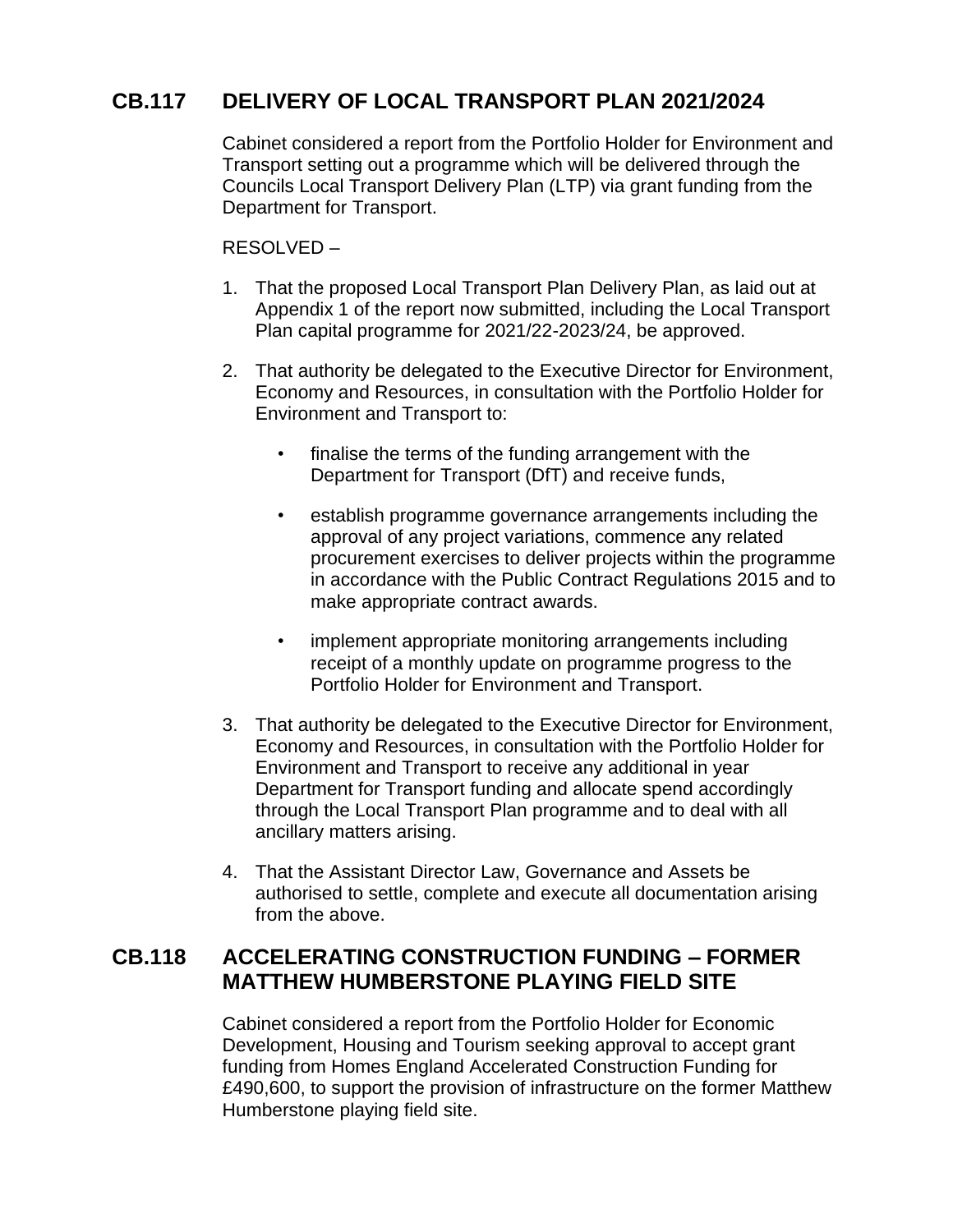## CB.117 DELIVERY OF LOCAL TRANSPORT PLAN 2021/2024

Cabinet considered a report from the Portfolio Holder for Environment and Transport setting out a programme which will be delivered through the Councils Local Transport Delivery Plan (LTP) via grant funding from the Department for Transport.

RESOLVED –

1. That the proposed Local Transport Plan Delivery Plan, as laid out at Appendix 1 of the report now submitted, including the Local Transport Plan capital programme for 2021/22-2023/24, be approved.

2. That authority be delegated to the Executive Director for Environment, Economy and Resources, in consultation with the Portfolio Holder for Environment and Transport to:

   - finalise the terms of the funding arrangement with the Department for Transport (DfT) and receive funds,

   - establish programme governance arrangements including the approval of any project variations, commence any related procurement exercises to deliver projects within the programme in accordance with the Public Contract Regulations 2015 and to make appropriate contract awards.

   - implement appropriate monitoring arrangements including receipt of a monthly update on programme progress to the Portfolio Holder for Environment and Transport.

3. That authority be delegated to the Executive Director for Environment, Economy and Resources, in consultation with the Portfolio Holder for Environment and Transport to receive any additional in year Department for Transport funding and allocate spend accordingly through the Local Transport Plan programme and to deal with all ancillary matters arising.

4. That the Assistant Director Law, Governance and Assets be authorised to settle, complete and execute all documentation arising from the above.

## CB.118 ACCELERATING CONSTRUCTION FUNDING – FORMER MATTHEW HUMBERSTONE PLAYING FIELD SITE

Cabinet considered a report from the Portfolio Holder for Economic Development, Housing and Tourism seeking approval to accept grant funding from Homes England Accelerated Construction Funding for £490,600, to support the provision of infrastructure on the former Matthew Humberstone playing field site.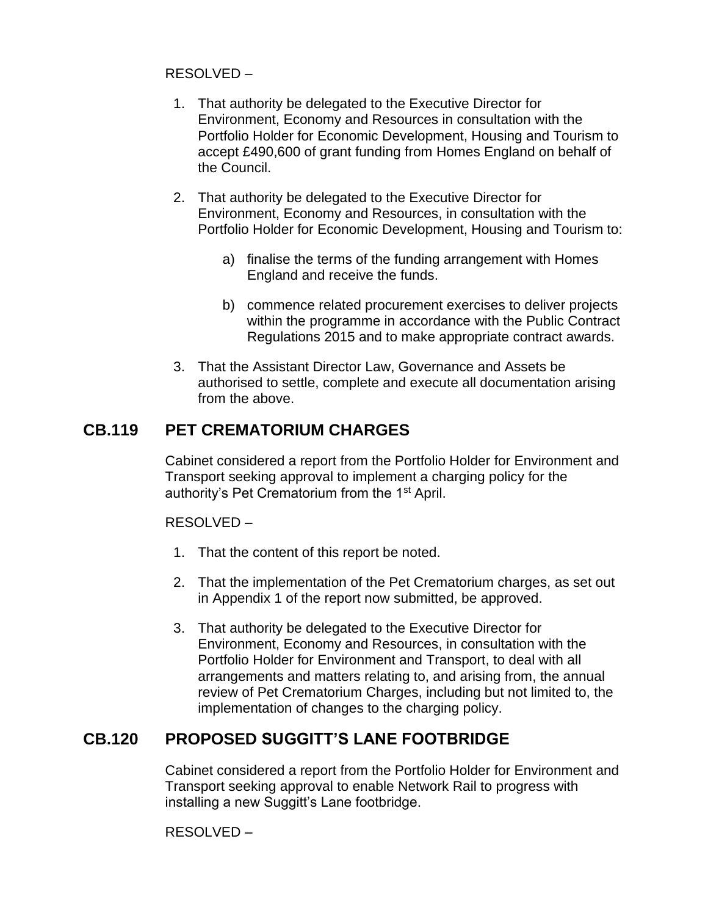RESOLVED –

1. That authority be delegated to the Executive Director for Environment, Economy and Resources in consultation with the Portfolio Holder for Economic Development, Housing and Tourism to accept £490,600 of grant funding from Homes England on behalf of the Council.

2. That authority be delegated to the Executive Director for Environment, Economy and Resources, in consultation with the Portfolio Holder for Economic Development, Housing and Tourism to:

   a) finalise the terms of the funding arrangement with Homes England and receive the funds.

   b) commence related procurement exercises to deliver projects within the programme in accordance with the Public Contract Regulations 2015 and to make appropriate contract awards.

3. That the Assistant Director Law, Governance and Assets be authorised to settle, complete and execute all documentation arising from the above.

## CB.119 PET CREMATORIUM CHARGES

Cabinet considered a report from the Portfolio Holder for Environment and Transport seeking approval to implement a charging policy for the authority's Pet Crematorium from the 1st April.

RESOLVED –

1. That the content of this report be noted.

2. That the implementation of the Pet Crematorium charges, as set out in Appendix 1 of the report now submitted, be approved.

3. That authority be delegated to the Executive Director for Environment, Economy and Resources, in consultation with the Portfolio Holder for Environment and Transport, to deal with all arrangements and matters relating to, and arising from, the annual review of Pet Crematorium Charges, including but not limited to, the implementation of changes to the charging policy.

## CB.120 PROPOSED SUGGITT'S LANE FOOTBRIDGE

Cabinet considered a report from the Portfolio Holder for Environment and Transport seeking approval to enable Network Rail to progress with installing a new Suggitt's Lane footbridge.

RESOLVED –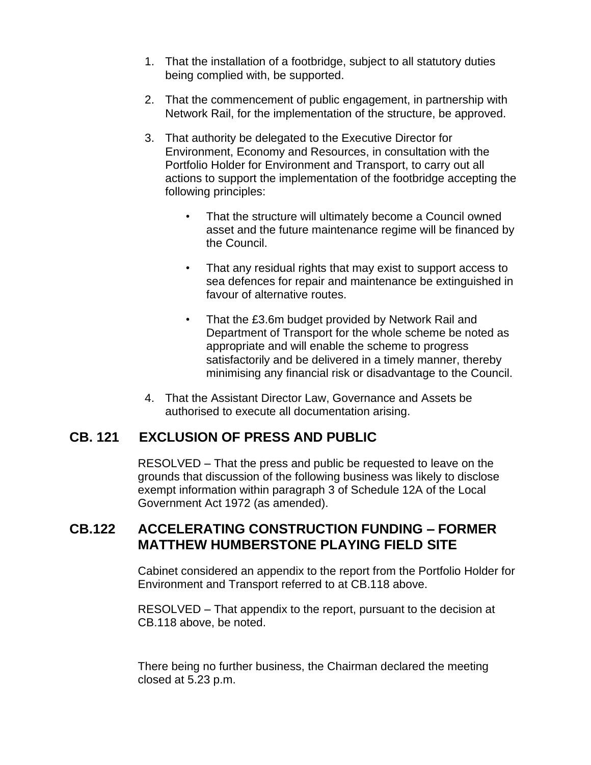1. That the installation of a footbridge, subject to all statutory duties being complied with, be supported.

2. That the commencement of public engagement, in partnership with Network Rail, for the implementation of the structure, be approved.

3. That authority be delegated to the Executive Director for Environment, Economy and Resources, in consultation with the Portfolio Holder for Environment and Transport, to carry out all actions to support the implementation of the footbridge accepting the following principles:

    - That the structure will ultimately become a Council owned asset and the future maintenance regime will be financed by the Council.

    - That any residual rights that may exist to support access to sea defences for repair and maintenance be extinguished in favour of alternative routes.

    - That the £3.6m budget provided by Network Rail and Department of Transport for the whole scheme be noted as appropriate and will enable the scheme to progress satisfactorily and be delivered in a timely manner, thereby minimising any financial risk or disadvantage to the Council.

4. That the Assistant Director Law, Governance and Assets be authorised to execute all documentation arising.

## CB. 121 EXCLUSION OF PRESS AND PUBLIC

RESOLVED – That the press and public be requested to leave on the grounds that discussion of the following business was likely to disclose exempt information within paragraph 3 of Schedule 12A of the Local Government Act 1972 (as amended).

## CB.122 ACCELERATING CONSTRUCTION FUNDING – FORMER MATTHEW HUMBERSTONE PLAYING FIELD SITE

Cabinet considered an appendix to the report from the Portfolio Holder for Environment and Transport referred to at CB.118 above.

RESOLVED – That appendix to the report, pursuant to the decision at CB.118 above, be noted.

There being no further business, the Chairman declared the meeting closed at 5.23 p.m.